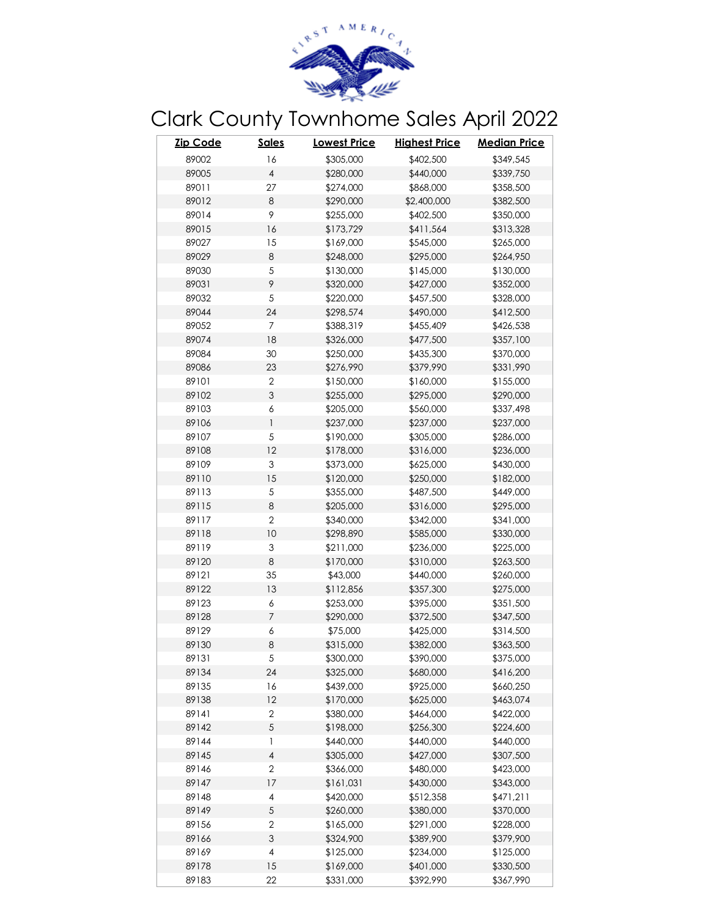# Clark County Townhome Sales April 2022

| Zip Code | Sales | Lowest Price | Highest Price | Median Price |
|---|---|---|---|---|
| 89002 | 16 | $305,000 | $402,500 | $349,545 |
| 89005 | 4 | $280,000 | $440,000 | $339,750 |
| 89011 | 27 | $274,000 | $868,000 | $358,500 |
| 89012 | 8 | $290,000 | $2,400,000 | $382,500 |
| 89014 | 9 | $255,000 | $402,500 | $350,000 |
| 89015 | 16 | $173,729 | $411,564 | $313,328 |
| 89027 | 15 | $169,000 | $545,000 | $265,000 |
| 89029 | 8 | $248,000 | $295,000 | $264,950 |
| 89030 | 5 | $130,000 | $145,000 | $130,000 |
| 89031 | 9 | $320,000 | $427,000 | $352,000 |
| 89032 | 5 | $220,000 | $457,500 | $328,000 |
| 89044 | 24 | $298,574 | $490,000 | $412,500 |
| 89052 | 7 | $388,319 | $455,409 | $426,538 |
| 89074 | 18 | $326,000 | $477,500 | $357,100 |
| 89084 | 30 | $250,000 | $435,300 | $370,000 |
| 89086 | 23 | $276,990 | $379,990 | $331,990 |
| 89101 | 2 | $150,000 | $160,000 | $155,000 |
| 89102 | 3 | $255,000 | $295,000 | $290,000 |
| 89103 | 6 | $205,000 | $560,000 | $337,498 |
| 89106 | 1 | $237,000 | $237,000 | $237,000 |
| 89107 | 5 | $190,000 | $305,000 | $286,000 |
| 89108 | 12 | $178,000 | $316,000 | $236,000 |
| 89109 | 3 | $373,000 | $625,000 | $430,000 |
| 89110 | 15 | $120,000 | $250,000 | $182,000 |
| 89113 | 5 | $355,000 | $487,500 | $449,000 |
| 89115 | 8 | $205,000 | $316,000 | $295,000 |
| 89117 | 2 | $340,000 | $342,000 | $341,000 |
| 89118 | 10 | $298,890 | $585,000 | $330,000 |
| 89119 | 3 | $211,000 | $236,000 | $225,000 |
| 89120 | 8 | $170,000 | $310,000 | $263,500 |
| 89121 | 35 | $43,000 | $440,000 | $260,000 |
| 89122 | 13 | $112,856 | $357,300 | $275,000 |
| 89123 | 6 | $253,000 | $395,000 | $351,500 |
| 89128 | 7 | $290,000 | $372,500 | $347,500 |
| 89129 | 6 | $75,000 | $425,000 | $314,500 |
| 89130 | 8 | $315,000 | $382,000 | $363,500 |
| 89131 | 5 | $300,000 | $390,000 | $375,000 |
| 89134 | 24 | $325,000 | $680,000 | $416,200 |
| 89135 | 16 | $439,000 | $925,000 | $660,250 |
| 89138 | 12 | $170,000 | $625,000 | $463,074 |
| 89141 | 2 | $380,000 | $464,000 | $422,000 |
| 89142 | 5 | $198,000 | $256,300 | $224,600 |
| 89144 | 1 | $440,000 | $440,000 | $440,000 |
| 89145 | 4 | $305,000 | $427,000 | $307,500 |
| 89146 | 2 | $366,000 | $480,000 | $423,000 |
| 89147 | 17 | $161,031 | $430,000 | $343,000 |
| 89148 | 4 | $420,000 | $512,358 | $471,211 |
| 89149 | 5 | $260,000 | $380,000 | $370,000 |
| 89156 | 2 | $165,000 | $291,000 | $228,000 |
| 89166 | 3 | $324,900 | $389,900 | $379,900 |
| 89169 | 4 | $125,000 | $234,000 | $125,000 |
| 89178 | 15 | $169,000 | $401,000 | $330,500 |
| 89183 | 22 | $331,000 | $392,990 | $367,990 |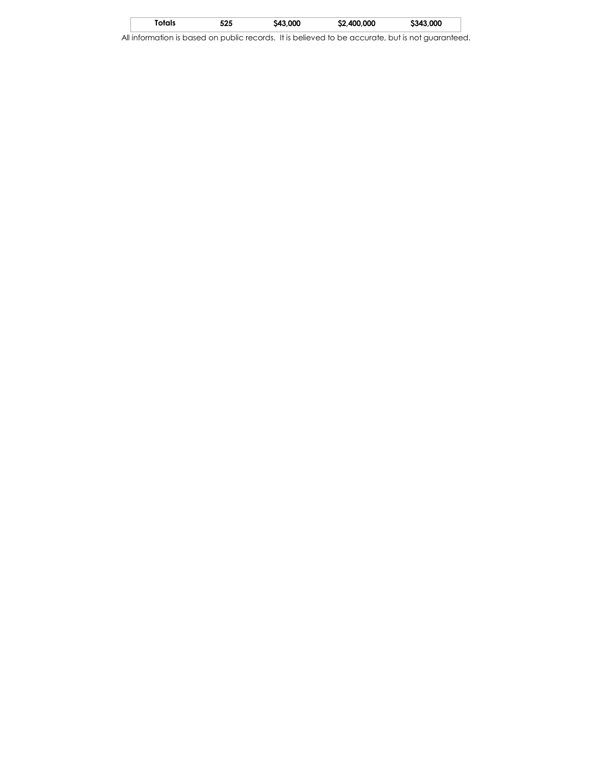| | | | | |
|---|---|---|---|---|
| **Totals** | **525** | **$43,000** | **$2,400,000** | **$343,000** |

All information is based on public records. It is believed to be accurate, but is not guaranteed.